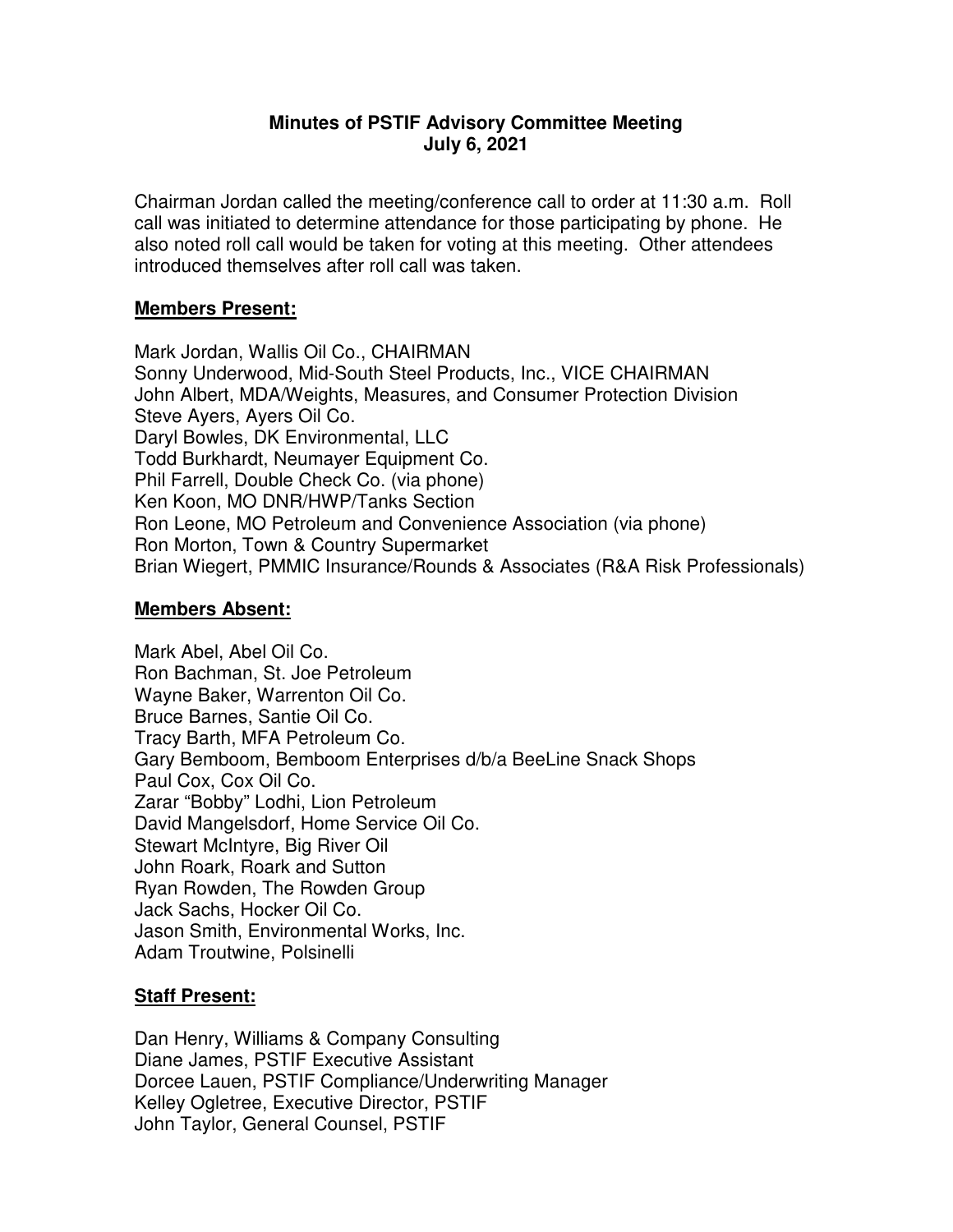**Minutes of PSTIF Advisory Committee Meeting**
**July 6, 2021**

Chairman Jordan called the meeting/conference call to order at 11:30 a.m. Roll call was initiated to determine attendance for those participating by phone. He also noted roll call would be taken for voting at this meeting. Other attendees introduced themselves after roll call was taken.

**Members Present:**

Mark Jordan, Wallis Oil Co., CHAIRMAN
Sonny Underwood, Mid-South Steel Products, Inc., VICE CHAIRMAN
John Albert, MDA/Weights, Measures, and Consumer Protection Division
Steve Ayers, Ayers Oil Co.
Daryl Bowles, DK Environmental, LLC
Todd Burkhardt, Neumayer Equipment Co.
Phil Farrell, Double Check Co. (via phone)
Ken Koon, MO DNR/HWP/Tanks Section
Ron Leone, MO Petroleum and Convenience Association (via phone)
Ron Morton, Town & Country Supermarket
Brian Wiegert, PMMIC Insurance/Rounds & Associates (R&A Risk Professionals)

**Members Absent:**

Mark Abel, Abel Oil Co.
Ron Bachman, St. Joe Petroleum
Wayne Baker, Warrenton Oil Co.
Bruce Barnes, Santie Oil Co.
Tracy Barth, MFA Petroleum Co.
Gary Bemboom, Bemboom Enterprises d/b/a BeeLine Snack Shops
Paul Cox, Cox Oil Co.
Zarar "Bobby" Lodhi, Lion Petroleum
David Mangelsdorf, Home Service Oil Co.
Stewart McIntyre, Big River Oil
John Roark, Roark and Sutton
Ryan Rowden, The Rowden Group
Jack Sachs, Hocker Oil Co.
Jason Smith, Environmental Works, Inc.
Adam Troutwine, Polsinelli

**Staff Present:**

Dan Henry, Williams & Company Consulting
Diane James, PSTIF Executive Assistant
Dorcee Lauen, PSTIF Compliance/Underwriting Manager
Kelley Ogletree, Executive Director, PSTIF
John Taylor, General Counsel, PSTIF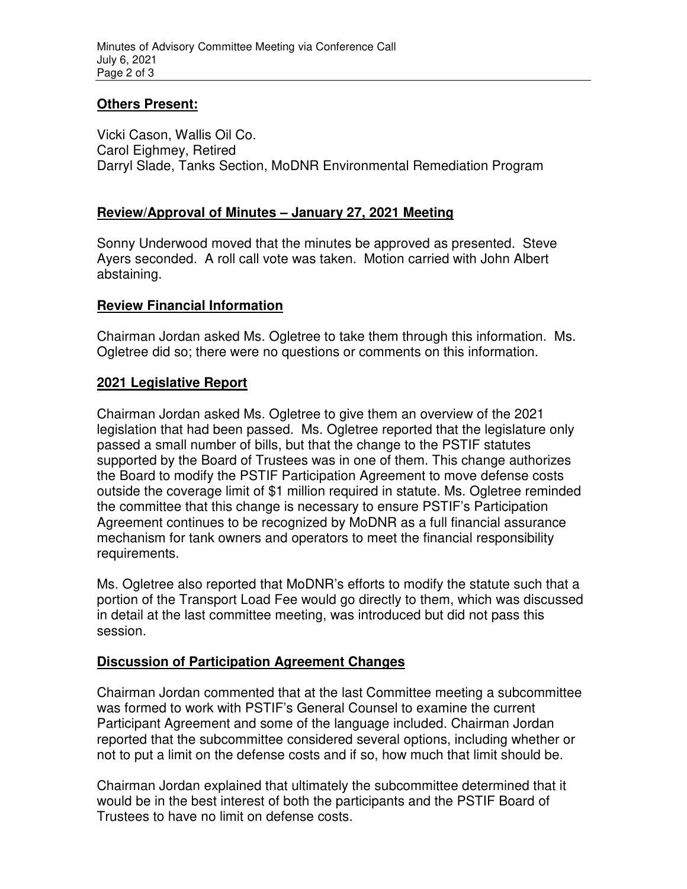## Others Present:

Vicki Cason, Wallis Oil Co.
Carol Eighmey, Retired
Darryl Slade, Tanks Section, MoDNR Environmental Remediation Program

## Review/Approval of Minutes – January 27, 2021 Meeting

Sonny Underwood moved that the minutes be approved as presented. Steve Ayers seconded. A roll call vote was taken. Motion carried with John Albert abstaining.

## Review Financial Information

Chairman Jordan asked Ms. Ogletree to take them through this information. Ms. Ogletree did so; there were no questions or comments on this information.

## 2021 Legislative Report

Chairman Jordan asked Ms. Ogletree to give them an overview of the 2021 legislation that had been passed. Ms. Ogletree reported that the legislature only passed a small number of bills, but that the change to the PSTIF statutes supported by the Board of Trustees was in one of them. This change authorizes the Board to modify the PSTIF Participation Agreement to move defense costs outside the coverage limit of $1 million required in statute. Ms. Ogletree reminded the committee that this change is necessary to ensure PSTIF's Participation Agreement continues to be recognized by MoDNR as a full financial assurance mechanism for tank owners and operators to meet the financial responsibility requirements.

Ms. Ogletree also reported that MoDNR's efforts to modify the statute such that a portion of the Transport Load Fee would go directly to them, which was discussed in detail at the last committee meeting, was introduced but did not pass this session.

## Discussion of Participation Agreement Changes

Chairman Jordan commented that at the last Committee meeting a subcommittee was formed to work with PSTIF's General Counsel to examine the current Participant Agreement and some of the language included. Chairman Jordan reported that the subcommittee considered several options, including whether or not to put a limit on the defense costs and if so, how much that limit should be.

Chairman Jordan explained that ultimately the subcommittee determined that it would be in the best interest of both the participants and the PSTIF Board of Trustees to have no limit on defense costs.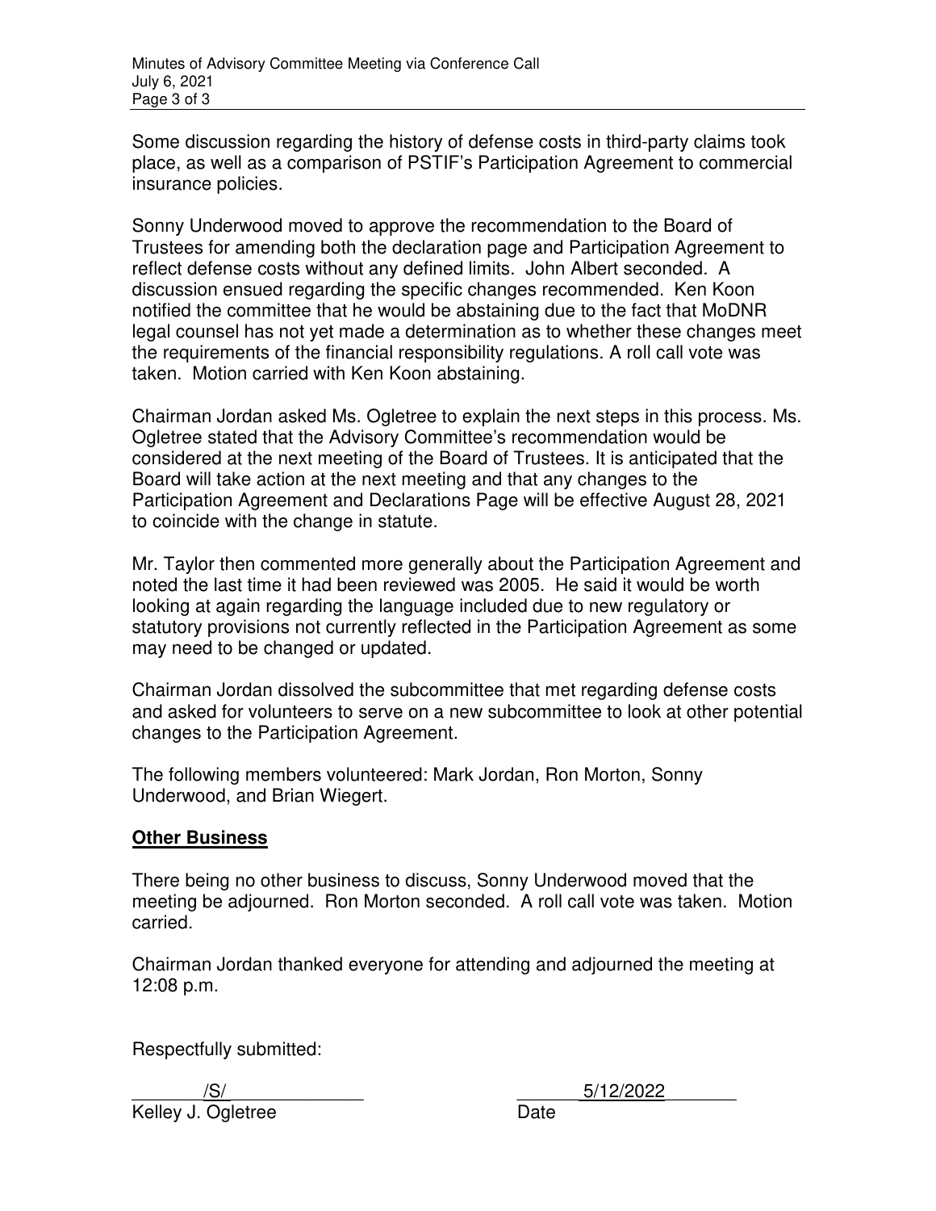Some discussion regarding the history of defense costs in third-party claims took place, as well as a comparison of PSTIF's Participation Agreement to commercial insurance policies.

Sonny Underwood moved to approve the recommendation to the Board of Trustees for amending both the declaration page and Participation Agreement to reflect defense costs without any defined limits. John Albert seconded. A discussion ensued regarding the specific changes recommended. Ken Koon notified the committee that he would be abstaining due to the fact that MoDNR legal counsel has not yet made a determination as to whether these changes meet the requirements of the financial responsibility regulations. A roll call vote was taken. Motion carried with Ken Koon abstaining.

Chairman Jordan asked Ms. Ogletree to explain the next steps in this process. Ms. Ogletree stated that the Advisory Committee's recommendation would be considered at the next meeting of the Board of Trustees. It is anticipated that the Board will take action at the next meeting and that any changes to the Participation Agreement and Declarations Page will be effective August 28, 2021 to coincide with the change in statute.

Mr. Taylor then commented more generally about the Participation Agreement and noted the last time it had been reviewed was 2005. He said it would be worth looking at again regarding the language included due to new regulatory or statutory provisions not currently reflected in the Participation Agreement as some may need to be changed or updated.

Chairman Jordan dissolved the subcommittee that met regarding defense costs and asked for volunteers to serve on a new subcommittee to look at other potential changes to the Participation Agreement.

The following members volunteered: Mark Jordan, Ron Morton, Sonny Underwood, and Brian Wiegert.

## Other Business

There being no other business to discuss, Sonny Underwood moved that the meeting be adjourned. Ron Morton seconded. A roll call vote was taken. Motion carried.

Chairman Jordan thanked everyone for attending and adjourned the meeting at 12:08 p.m.

Respectfully submitted:

/S/ — Kelley J. Ogletree

5/12/2022 — Date